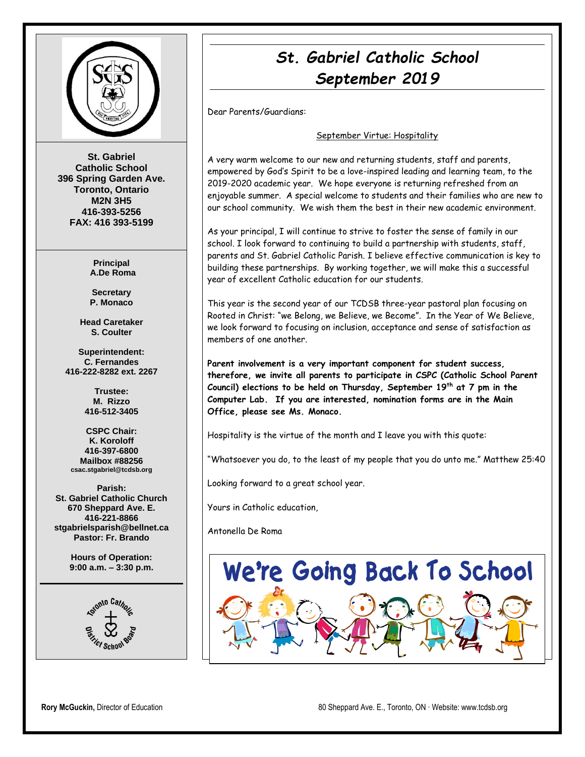**St. Gabriel Catholic School**
**396 Spring Garden Ave.**
**Toronto, Ontario**
**M2N 3H5**
**416-393-5256**
**FAX: 416 393-5199**

**Principal**
**A.De Roma**

**Secretary**
**P. Monaco**

**Head Caretaker**
**S. Coulter**

**Superintendent:**
**C. Fernandes**
**416-222-8282 ext. 2267**

**Trustee:**
**M. Rizzo**
**416-512-3405**

**CSPC Chair:**
**K. Koroloff**
**416-397-6800**
**Mailbox #88256**
**csac.stgabriel@tcdsb.org**

**Parish:**
**St. Gabriel Catholic Church**
**670 Sheppard Ave. E.**
**416-221-8866**
**stgabrielsparish@bellnet.ca**
**Pastor: Fr. Brando**

**Hours of Operation:**
**9:00 a.m. – 3:30 p.m.**

# *St. Gabriel Catholic School*
## *September 2019*

Dear Parents/Guardians:

September Virtue: Hospitality

A very warm welcome to our new and returning students, staff and parents, empowered by God's Spirit to be a love-inspired leading and learning team, to the 2019-2020 academic year. We hope everyone is returning refreshed from an enjoyable summer. A special welcome to students and their families who are new to our school community. We wish them the best in their new academic environment.

As your principal, I will continue to strive to foster the sense of family in our school. I look forward to continuing to build a partnership with students, staff, parents and St. Gabriel Catholic Parish. I believe effective communication is key to building these partnerships. By working together, we will make this a successful year of excellent Catholic education for our students.

This year is the second year of our TCDSB three-year pastoral plan focusing on Rooted in Christ: "we Belong, we Believe, we Become". In the Year of We Believe, we look forward to focusing on inclusion, acceptance and sense of satisfaction as members of one another.

**Parent involvement is a very important component for student success, therefore, we invite all parents to participate in CSPC (Catholic School Parent Council) elections to be held on Thursday, September 19th at 7 pm in the Computer Lab. If you are interested, nomination forms are in the Main Office, please see Ms. Monaco.**

Hospitality is the virtue of the month and I leave you with this quote:

"Whatsoever you do, to the least of my people that you do unto me." Matthew 25:40

Looking forward to a great school year.

Yours in Catholic education,

Antonella De Roma

**We're Going Back To School**

**Rory McGuckin,** Director of Education

80 Sheppard Ave. E., Toronto, ON · Website: www.tcdsb.org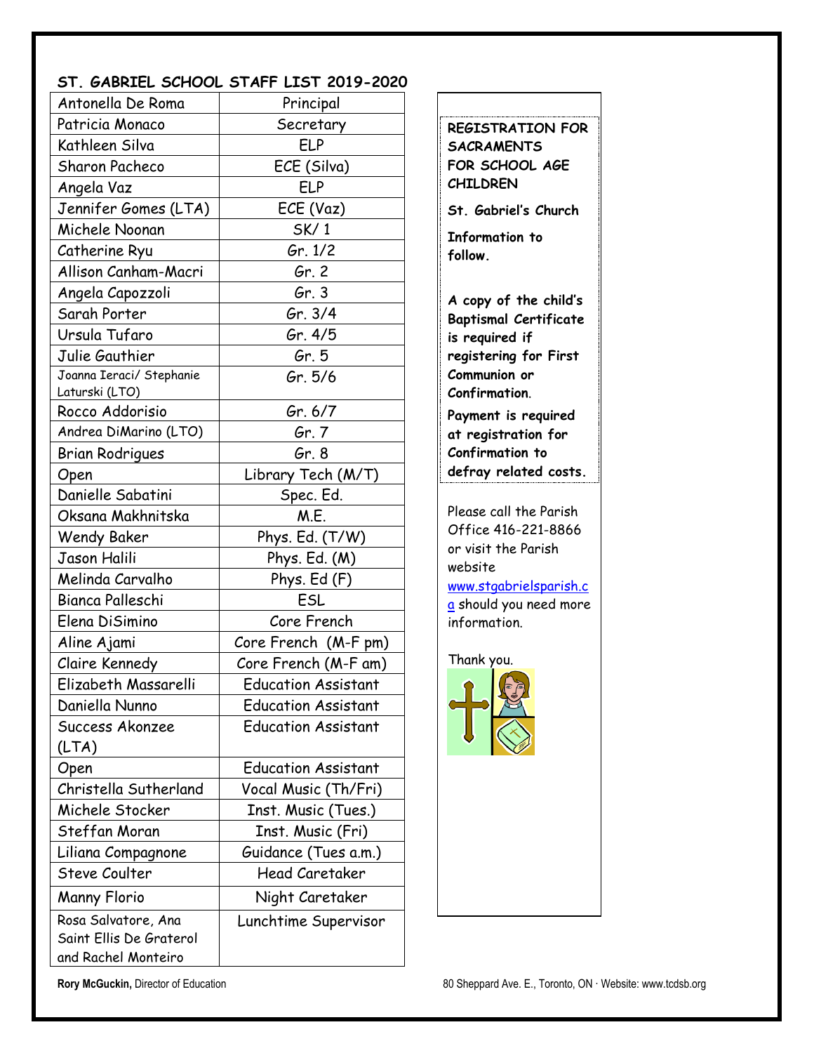## ST. GABRIEL SCHOOL STAFF LIST 2019-2020

| Name | Position |
|---|---|
| Antonella De Roma | Principal |
| Patricia Monaco | Secretary |
| Kathleen Silva | ELP |
| Sharon Pacheco | ECE (Silva) |
| Angela Vaz | ELP |
| Jennifer Gomes (LTA) | ECE (Vaz) |
| Michele Noonan | SK/ 1 |
| Catherine Ryu | Gr. 1/2 |
| Allison Canham-Macri | Gr. 2 |
| Angela Capozzoli | Gr. 3 |
| Sarah Porter | Gr. 3/4 |
| Ursula Tufaro | Gr. 4/5 |
| Julie Gauthier | Gr. 5 |
| Joanna Ieraci/ Stephanie Laturski (LTO) | Gr. 5/6 |
| Rocco Addorisio | Gr. 6/7 |
| Andrea DiMarino (LTO) | Gr. 7 |
| Brian Rodrigues | Gr. 8 |
| Open | Library Tech (M/T) |
| Danielle Sabatini | Spec. Ed. |
| Oksana Makhnitska | M.E. |
| Wendy Baker | Phys. Ed. (T/W) |
| Jason Halili | Phys. Ed. (M) |
| Melinda Carvalho | Phys. Ed (F) |
| Bianca Palleschi | ESL |
| Elena DiSimino | Core French |
| Aline Ajami | Core French (M-F pm) |
| Claire Kennedy | Core French (M-F am) |
| Elizabeth Massarelli | Education Assistant |
| Daniella Nunno | Education Assistant |
| Success Akonzee (LTA) | Education Assistant |
| Open | Education Assistant |
| Christella Sutherland | Vocal Music (Th/Fri) |
| Michele Stocker | Inst. Music (Tues.) |
| Steffan Moran | Inst. Music (Fri) |
| Liliana Compagnone | Guidance (Tues a.m.) |
| Steve Coulter | Head Caretaker |
| Manny Florio | Night Caretaker |
| Rosa Salvatore, Ana Saint Ellis De Graterol and Rachel Monteiro | Lunchtime Supervisor |

**REGISTRATION FOR SACRAMENTS FOR SCHOOL AGE CHILDREN**

**St. Gabriel's Church**

**Information to follow.**

**A copy of the child's Baptismal Certificate is required if registering for First Communion or Confirmation.**

**Payment is required at registration for Confirmation to defray related costs.**

Please call the Parish Office 416-221-8866 or visit the Parish website www.stgabrielsparish.ca should you need more information.

Thank you.

**Rory McGuckin,** Director of Education

80 Sheppard Ave. E., Toronto, ON · Website: www.tcdsb.org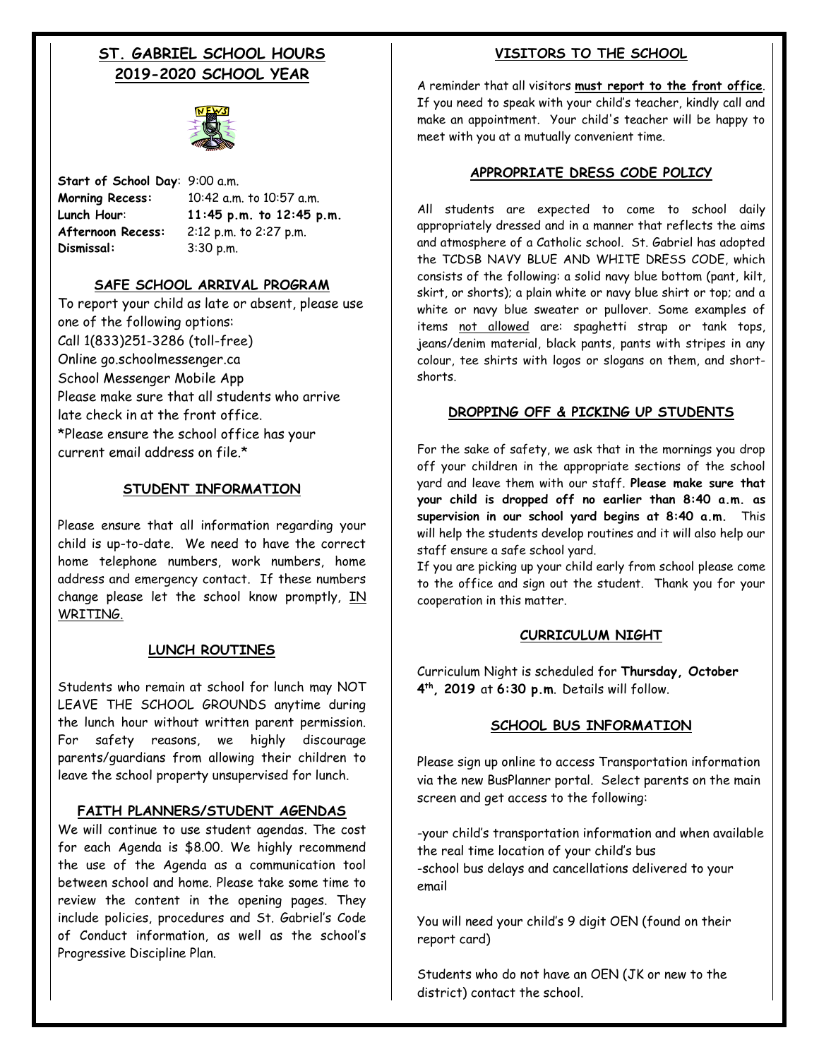## ST. GABRIEL SCHOOL HOURS 2019-2020 SCHOOL YEAR

**Start of School Day**: 9:00 a.m.
**Morning Recess:** 10:42 a.m. to 10:57 a.m.
**Lunch Hour**: **11:45 p.m. to 12:45 p.m.**
**Afternoon Recess:** 2:12 p.m. to 2:27 p.m.
**Dismissal:** 3:30 p.m.

### SAFE SCHOOL ARRIVAL PROGRAM

To report your child as late or absent, please use one of the following options:
Call 1(833)251-3286 (toll-free)
Online go.schoolmessenger.ca
School Messenger Mobile App
Please make sure that all students who arrive late check in at the front office.
*Please ensure the school office has your current email address on file.*

### STUDENT INFORMATION

Please ensure that all information regarding your child is up-to-date. We need to have the correct home telephone numbers, work numbers, home address and emergency contact. If these numbers change please let the school know promptly, <u>IN WRITING.</u>

### LUNCH ROUTINES

Students who remain at school for lunch may NOT LEAVE THE SCHOOL GROUNDS anytime during the lunch hour without written parent permission. For safety reasons, we highly discourage parents/guardians from allowing their children to leave the school property unsupervised for lunch.

### FAITH PLANNERS/STUDENT AGENDAS

We will continue to use student agendas. The cost for each Agenda is $8.00. We highly recommend the use of the Agenda as a communication tool between school and home. Please take some time to review the content in the opening pages. They include policies, procedures and St. Gabriel's Code of Conduct information, as well as the school's Progressive Discipline Plan.

### VISITORS TO THE SCHOOL

A reminder that all visitors **must report to the front office**. If you need to speak with your child's teacher, kindly call and make an appointment. Your child's teacher will be happy to meet with you at a mutually convenient time.

### APPROPRIATE DRESS CODE POLICY

All students are expected to come to school daily appropriately dressed and in a manner that reflects the aims and atmosphere of a Catholic school. St. Gabriel has adopted the TCDSB NAVY BLUE AND WHITE DRESS CODE, which consists of the following: a solid navy blue bottom (pant, kilt, skirt, or shorts); a plain white or navy blue shirt or top; and a white or navy blue sweater or pullover. Some examples of items <u>not allowed</u> are: spaghetti strap or tank tops, jeans/denim material, black pants, pants with stripes in any colour, tee shirts with logos or slogans on them, and short-shorts.

### DROPPING OFF & PICKING UP STUDENTS

For the sake of safety, we ask that in the mornings you drop off your children in the appropriate sections of the school yard and leave them with our staff. **Please make sure that your child is dropped off no earlier than 8:40 a.m. as supervision in our school yard begins at 8:40 a.m.** This will help the students develop routines and it will also help our staff ensure a safe school yard.

If you are picking up your child early from school please come to the office and sign out the student. Thank you for your cooperation in this matter.

### CURRICULUM NIGHT

Curriculum Night is scheduled for **Thursday, October 4th, 2019** at **6:30 p.m**. Details will follow.

### SCHOOL BUS INFORMATION

Please sign up online to access Transportation information via the new BusPlanner portal. Select parents on the main screen and get access to the following:

-your child's transportation information and when available the real time location of your child's bus
-school bus delays and cancellations delivered to your email

You will need your child's 9 digit OEN (found on their report card)

Students who do not have an OEN (JK or new to the district) contact the school.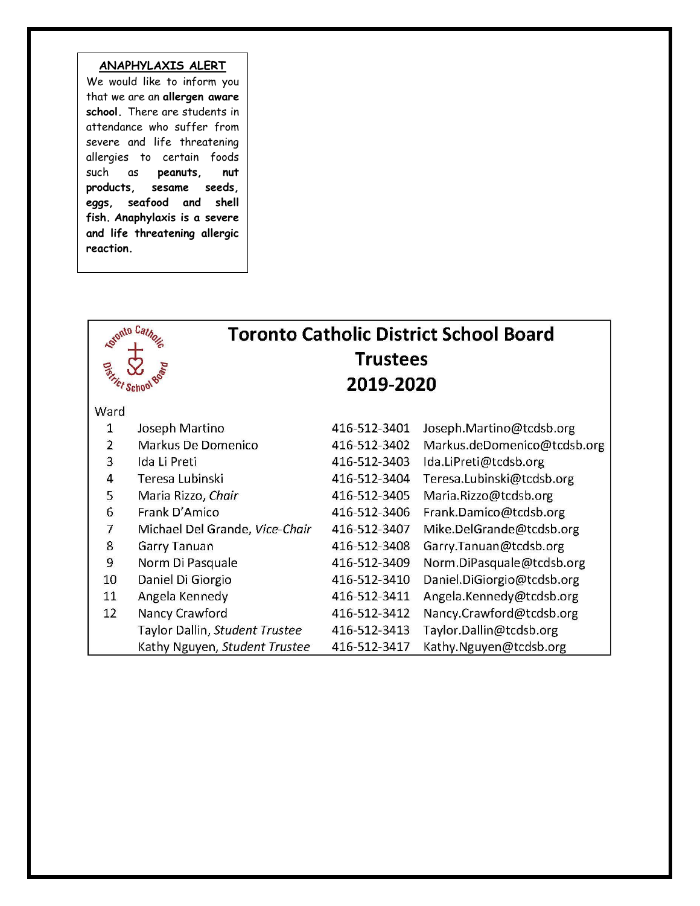## ANAPHYLAXIS ALERT

We would like to inform you that we are an **allergen aware school.** There are students in attendance who suffer from severe and life threatening allergies to certain foods such as **peanuts, nut products, sesame seeds, eggs, seafood and shell fish. Anaphylaxis is a severe and life threatening allergic reaction.**

## Toronto Catholic District School Board Trustees 2019-2020

| Ward | Name | Phone | Email |
|---|---|---|---|
| 1 | Joseph Martino | 416-512-3401 | Joseph.Martino@tcdsb.org |
| 2 | Markus De Domenico | 416-512-3402 | Markus.deDomenico@tcdsb.org |
| 3 | Ida Li Preti | 416-512-3403 | Ida.LiPreti@tcdsb.org |
| 4 | Teresa Lubinski | 416-512-3404 | Teresa.Lubinski@tcdsb.org |
| 5 | Maria Rizzo, *Chair* | 416-512-3405 | Maria.Rizzo@tcdsb.org |
| 6 | Frank D'Amico | 416-512-3406 | Frank.Damico@tcdsb.org |
| 7 | Michael Del Grande, *Vice-Chair* | 416-512-3407 | Mike.DelGrande@tcdsb.org |
| 8 | Garry Tanuan | 416-512-3408 | Garry.Tanuan@tcdsb.org |
| 9 | Norm Di Pasquale | 416-512-3409 | Norm.DiPasquale@tcdsb.org |
| 10 | Daniel Di Giorgio | 416-512-3410 | Daniel.DiGiorgio@tcdsb.org |
| 11 | Angela Kennedy | 416-512-3411 | Angela.Kennedy@tcdsb.org |
| 12 | Nancy Crawford | 416-512-3412 | Nancy.Crawford@tcdsb.org |
| | Taylor Dallin, *Student Trustee* | 416-512-3413 | Taylor.Dallin@tcdsb.org |
| | Kathy Nguyen, *Student Trustee* | 416-512-3417 | Kathy.Nguyen@tcdsb.org |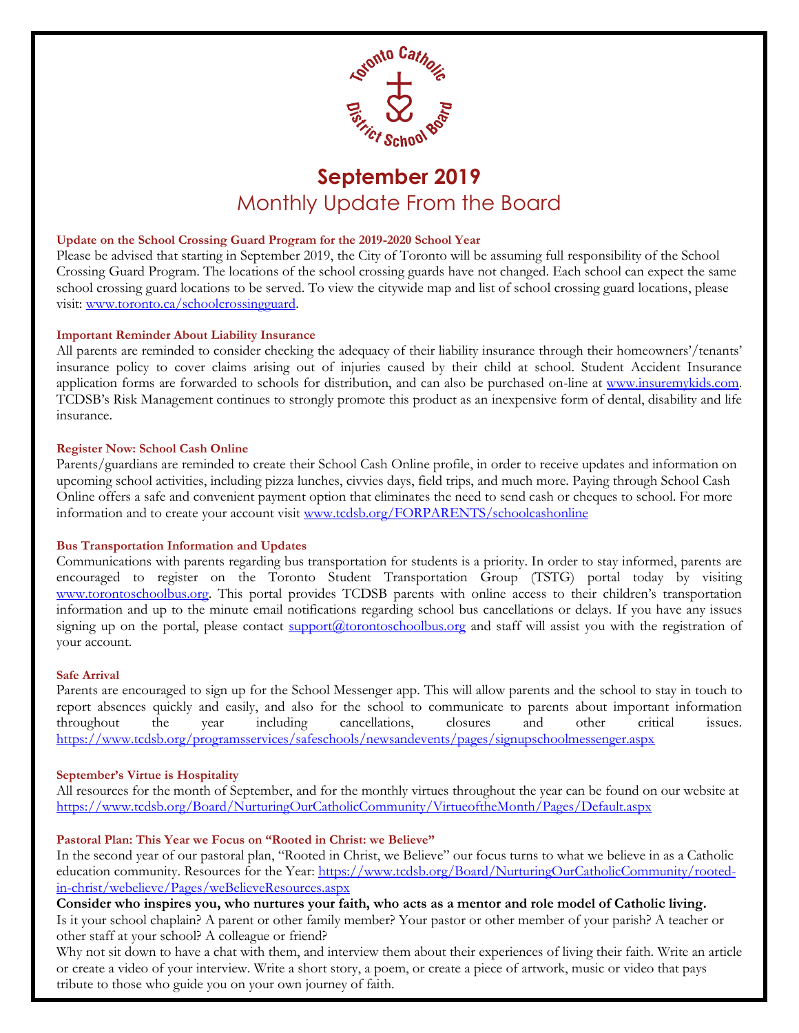# September 2019

## Monthly Update From the Board

### Update on the School Crossing Guard Program for the 2019-2020 School Year

Please be advised that starting in September 2019, the City of Toronto will be assuming full responsibility of the School Crossing Guard Program. The locations of the school crossing guards have not changed. Each school can expect the same school crossing guard locations to be served. To view the citywide map and list of school crossing guard locations, please visit: [www.toronto.ca/schoolcrossingguard](www.toronto.ca/schoolcrossingguard).

### Important Reminder About Liability Insurance

All parents are reminded to consider checking the adequacy of their liability insurance through their homeowners'/tenants' insurance policy to cover claims arising out of injuries caused by their child at school. Student Accident Insurance application forms are forwarded to schools for distribution, and can also be purchased on-line at [www.insuremykids.com](www.insuremykids.com). TCDSB's Risk Management continues to strongly promote this product as an inexpensive form of dental, disability and life insurance.

### Register Now: School Cash Online

Parents/guardians are reminded to create their School Cash Online profile, in order to receive updates and information on upcoming school activities, including pizza lunches, civvies days, field trips, and much more. Paying through School Cash Online offers a safe and convenient payment option that eliminates the need to send cash or cheques to school. For more information and to create your account visit [www.tcdsb.org/FORPARENTS/schoolcashonline](www.tcdsb.org/FORPARENTS/schoolcashonline)

### Bus Transportation Information and Updates

Communications with parents regarding bus transportation for students is a priority. In order to stay informed, parents are encouraged to register on the Toronto Student Transportation Group (TSTG) portal today by visiting [www.torontoschoolbus.org](www.torontoschoolbus.org). This portal provides TCDSB parents with online access to their children's transportation information and up to the minute email notifications regarding school bus cancellations or delays. If you have any issues signing up on the portal, please contact [support@torontoschoolbus.org](mailto:support@torontoschoolbus.org) and staff will assist you with the registration of your account.

### Safe Arrival

Parents are encouraged to sign up for the School Messenger app. This will allow parents and the school to stay in touch to report absences quickly and easily, and also for the school to communicate to parents about important information throughout the year including cancellations, closures and other critical issues. [https://www.tcdsb.org/programsservices/safeschools/newsandevents/pages/signupschoolmessenger.aspx](https://www.tcdsb.org/programsservices/safeschools/newsandevents/pages/signupschoolmessenger.aspx)

### September's Virtue is Hospitality

All resources for the month of September, and for the monthly virtues throughout the year can be found on our website at [https://www.tcdsb.org/Board/NurturingOurCatholicCommunity/VirtueoftheMonth/Pages/Default.aspx](https://www.tcdsb.org/Board/NurturingOurCatholicCommunity/VirtueoftheMonth/Pages/Default.aspx)

### Pastoral Plan: This Year we Focus on "Rooted in Christ: we Believe"

In the second year of our pastoral plan, "Rooted in Christ, we Believe" our focus turns to what we believe in as a Catholic education community. Resources for the Year: [https://www.tcdsb.org/Board/NurturingOurCatholicCommunity/rooted-in-christ/webelieve/Pages/weBelieveResources.aspx](https://www.tcdsb.org/Board/NurturingOurCatholicCommunity/rooted-in-christ/webelieve/Pages/weBelieveResources.aspx)

**Consider who inspires you, who nurtures your faith, who acts as a mentor and role model of Catholic living.**

Is it your school chaplain? A parent or other family member? Your pastor or other member of your parish? A teacher or other staff at your school? A colleague or friend?

Why not sit down to have a chat with them, and interview them about their experiences of living their faith. Write an article or create a video of your interview. Write a short story, a poem, or create a piece of artwork, music or video that pays tribute to those who guide you on your own journey of faith.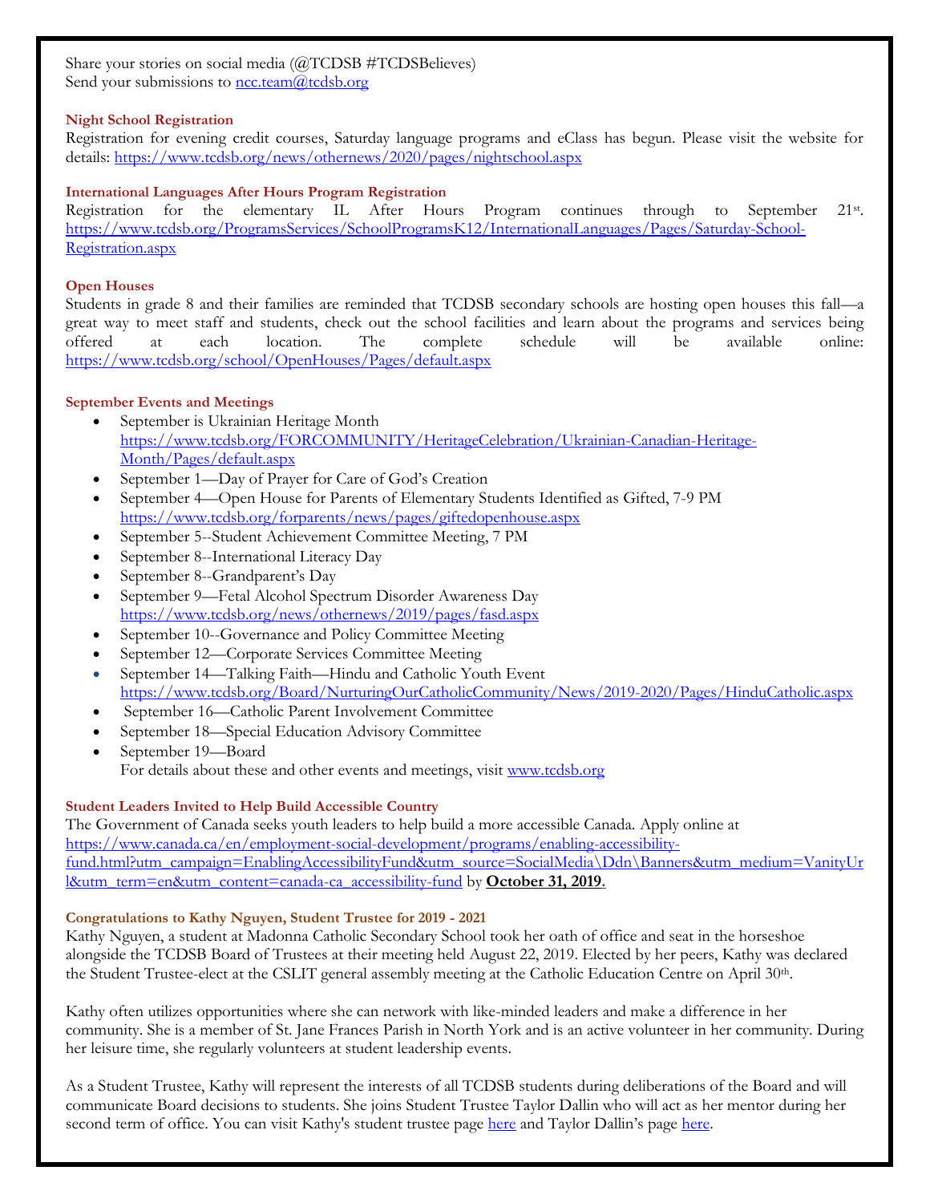Share your stories on social media (@TCDSB #TCDSBelieves)
Send your submissions to ncc.team@tcdsb.org

### Night School Registration

Registration for evening credit courses, Saturday language programs and eClass has begun. Please visit the website for details: https://www.tcdsb.org/news/othernews/2020/pages/nightschool.aspx

### International Languages After Hours Program Registration

Registration for the elementary IL After Hours Program continues through to September 21st. https://www.tcdsb.org/ProgramsServices/SchoolProgramsK12/InternationalLanguages/Pages/Saturday-School-Registration.aspx

### Open Houses

Students in grade 8 and their families are reminded that TCDSB secondary schools are hosting open houses this fall—a great way to meet staff and students, check out the school facilities and learn about the programs and services being offered at each location. The complete schedule will be available online: https://www.tcdsb.org/school/OpenHouses/Pages/default.aspx

### September Events and Meetings

- September is Ukrainian Heritage Month
  https://www.tcdsb.org/FORCOMMUNITY/HeritageCelebration/Ukrainian-Canadian-Heritage-Month/Pages/default.aspx
- September 1—Day of Prayer for Care of God's Creation
- September 4—Open House for Parents of Elementary Students Identified as Gifted, 7-9 PM
  https://www.tcdsb.org/forparents/news/pages/giftedopenhouse.aspx
- September 5--Student Achievement Committee Meeting, 7 PM
- September 8--International Literacy Day
- September 8--Grandparent's Day
- September 9—Fetal Alcohol Spectrum Disorder Awareness Day
  https://www.tcdsb.org/news/othernews/2019/pages/fasd.aspx
- September 10--Governance and Policy Committee Meeting
- September 12—Corporate Services Committee Meeting
- September 14—Talking Faith—Hindu and Catholic Youth Event
  https://www.tcdsb.org/Board/NurturingOurCatholicCommunity/News/2019-2020/Pages/HinduCatholic.aspx
- September 16—Catholic Parent Involvement Committee
- September 18—Special Education Advisory Committee
- September 19—Board
  For details about these and other events and meetings, visit www.tcdsb.org

### Student Leaders Invited to Help Build Accessible Country

The Government of Canada seeks youth leaders to help build a more accessible Canada. Apply online at https://www.canada.ca/en/employment-social-development/programs/enabling-accessibility-fund.html?utm_campaign=EnablingAccessibilityFund&utm_source=SocialMedia\Ddn\Banners&utm_medium=VanityUrl&utm_term=en&utm_content=canada-ca_accessibility-fund by **October 31, 2019**.

### Congratulations to Kathy Nguyen, Student Trustee for 2019 - 2021

Kathy Nguyen, a student at Madonna Catholic Secondary School took her oath of office and seat in the horseshoe alongside the TCDSB Board of Trustees at their meeting held August 22, 2019. Elected by her peers, Kathy was declared the Student Trustee-elect at the CSLIT general assembly meeting at the Catholic Education Centre on April 30th.

Kathy often utilizes opportunities where she can network with like-minded leaders and make a difference in her community. She is a member of St. Jane Frances Parish in North York and is an active volunteer in her community. During her leisure time, she regularly volunteers at student leadership events.

As a Student Trustee, Kathy will represent the interests of all TCDSB students during deliberations of the Board and will communicate Board decisions to students. She joins Student Trustee Taylor Dallin who will act as her mentor during her second term of office. You can visit Kathy's student trustee page here and Taylor Dallin's page here.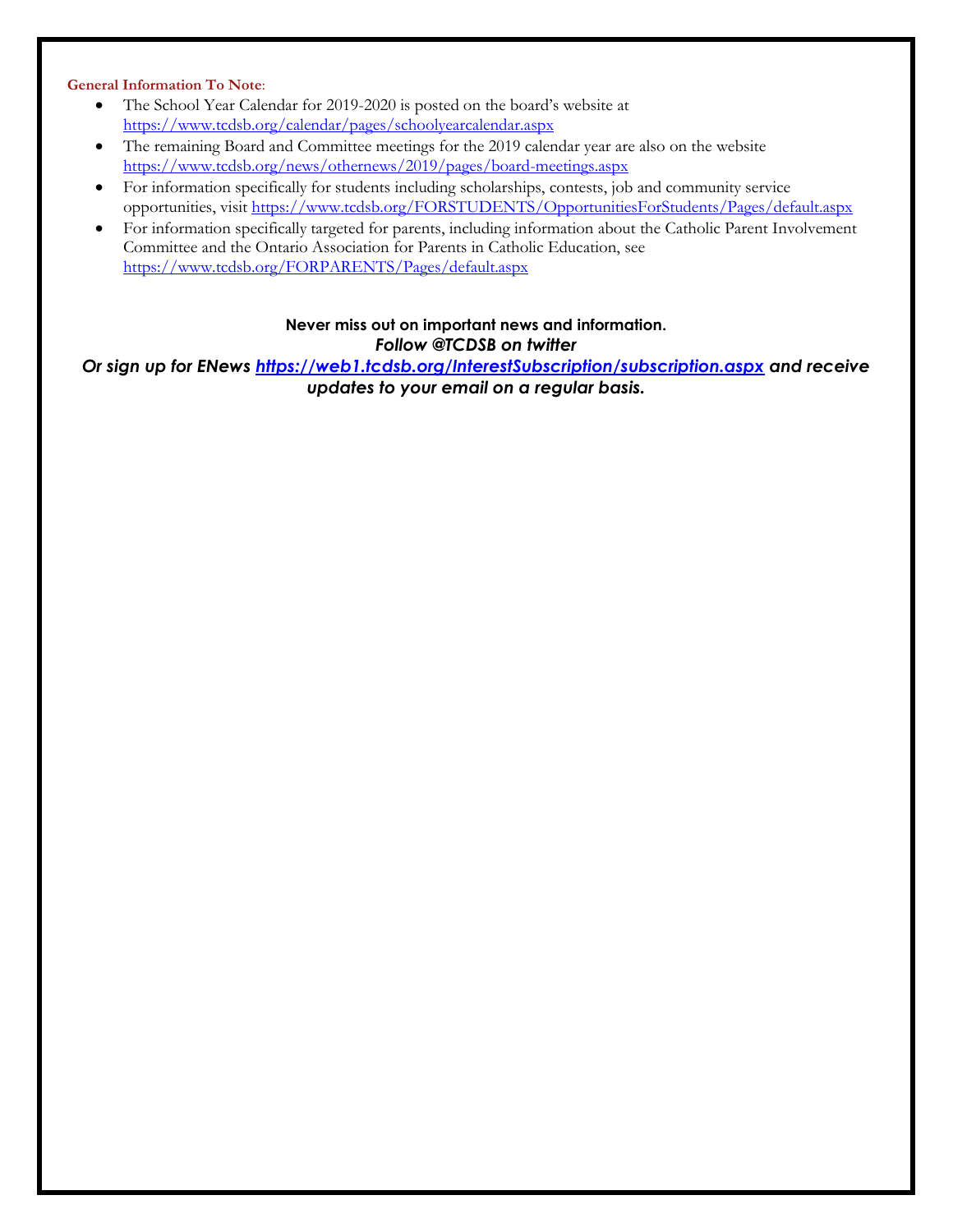**General Information To Note**:

- The School Year Calendar for 2019-2020 is posted on the board's website at https://www.tcdsb.org/calendar/pages/schoolyearcalendar.aspx
- The remaining Board and Committee meetings for the 2019 calendar year are also on the website https://www.tcdsb.org/news/othernews/2019/pages/board-meetings.aspx
- For information specifically for students including scholarships, contests, job and community service opportunities, visit https://www.tcdsb.org/FORSTUDENTS/OpportunitiesForStudents/Pages/default.aspx
- For information specifically targeted for parents, including information about the Catholic Parent Involvement Committee and the Ontario Association for Parents in Catholic Education, see https://www.tcdsb.org/FORPARENTS/Pages/default.aspx

**Never miss out on important news and information.**

***Follow @TCDSB on twitter***

***Or sign up for ENews https://web1.tcdsb.org/InterestSubscription/subscription.aspx and receive updates to your email on a regular basis.***